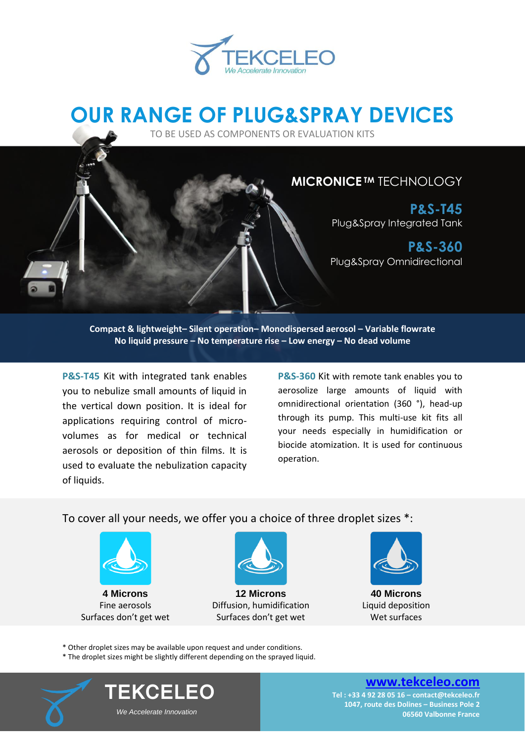TEKCELEO

*We Accelerate Innovation*

# OUR RANGE OF PLUG&SPRAY DEVICES

TO BE USED AS COMPONENTS OR EVALUATION KITS

## MICRONICE™ TECHNOLOGY

### P&S-T45
Plug&Spray Integrated Tank

### P&S-360
Plug&Spray Omnidirectional

**Compact & lightweight– Silent operation– Monodispersed aerosol – Variable flowrate**
**No liquid pressure – No temperature rise – Low energy – No dead volume**

**P&S-T45** Kit with integrated tank enables you to nebulize small amounts of liquid in the vertical down position. It is ideal for applications requiring control of micro-volumes as for medical or technical aerosols or deposition of thin films. It is used to evaluate the nebulization capacity of liquids.

**P&S-360** Kit with remote tank enables you to aerosolize large amounts of liquid with omnidirectional orientation (360 °), head-up through its pump. This multi-use kit fits all your needs especially in humidification or biocide atomization. It is used for continuous operation.

To cover all your needs, we offer you a choice of three droplet sizes *:

**4 Microns**
Fine aerosols
Surfaces don't get wet

**12 Microns**
Diffusion, humidification
Surfaces don't get wet

**40 Microns**
Liquid deposition
Wet surfaces

* Other droplet sizes may be available upon request and under conditions.
* The droplet sizes might be slightly different depending on the sprayed liquid.

TEKCELEO
*We Accelerate Innovation*

www.tekceleo.com
Tel : +33 4 92 28 05 16 – contact@tekceleo.fr
1047, route des Dolines – Business Pole 2
06560 Valbonne France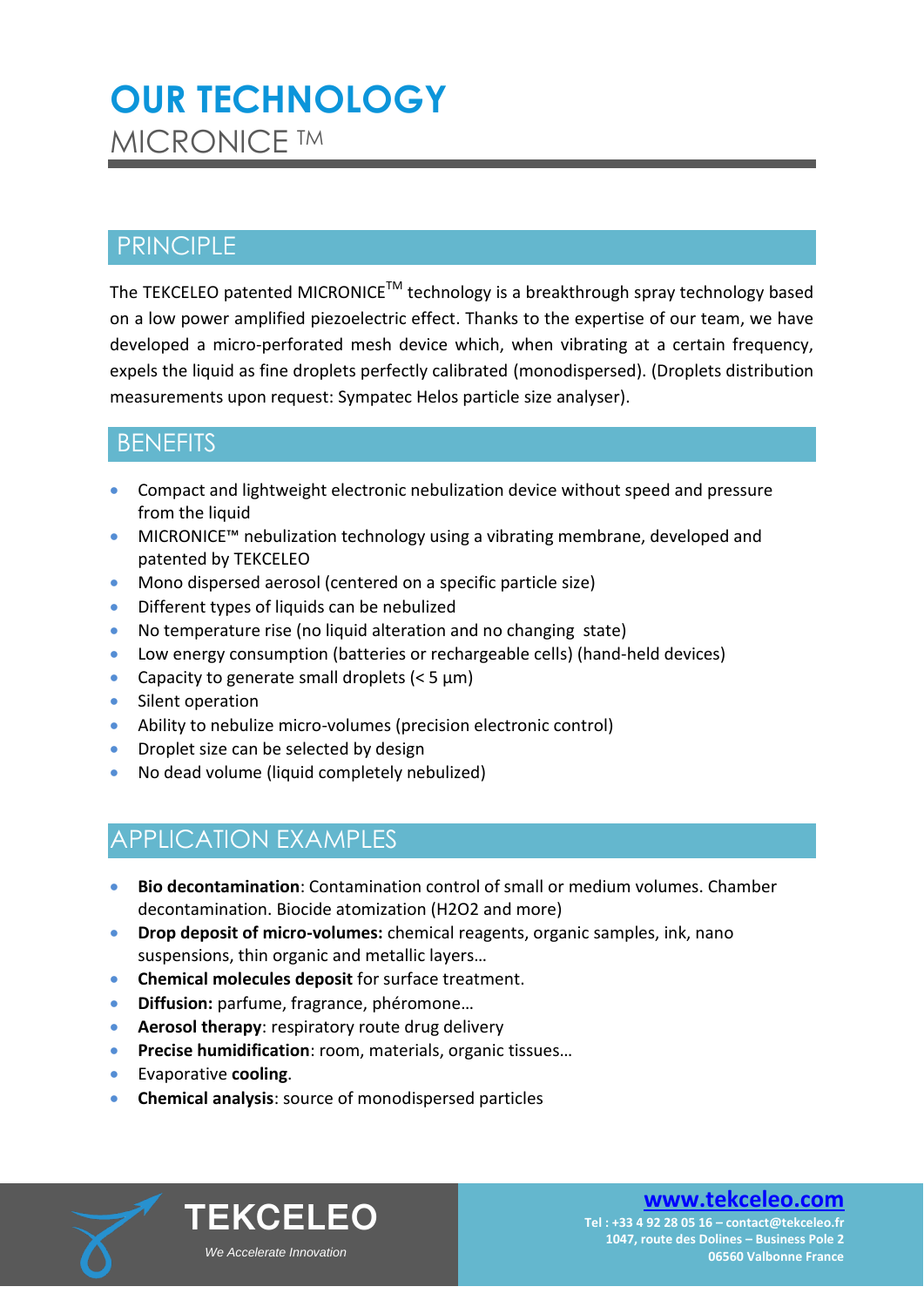# OUR TECHNOLOGY

MICRONICE ™

## PRINCIPLE

The TEKCELEO patented MICRONICE™ technology is a breakthrough spray technology based on a low power amplified piezoelectric effect. Thanks to the expertise of our team, we have developed a micro-perforated mesh device which, when vibrating at a certain frequency, expels the liquid as fine droplets perfectly calibrated (monodispersed). (Droplets distribution measurements upon request: Sympatec Helos particle size analyser).

## BENEFITS

- Compact and lightweight electronic nebulization device without speed and pressure from the liquid
- MICRONICE™ nebulization technology using a vibrating membrane, developed and patented by TEKCELEO
- Mono dispersed aerosol (centered on a specific particle size)
- Different types of liquids can be nebulized
- No temperature rise (no liquid alteration and no changing state)
- Low energy consumption (batteries or rechargeable cells) (hand-held devices)
- Capacity to generate small droplets (< 5 µm)
- Silent operation
- Ability to nebulize micro-volumes (precision electronic control)
- Droplet size can be selected by design
- No dead volume (liquid completely nebulized)

## APPLICATION EXAMPLES

- **Bio decontamination**: Contamination control of small or medium volumes. Chamber decontamination. Biocide atomization ($H_2O_2$ and more)
- **Drop deposit of micro-volumes:** chemical reagents, organic samples, ink, nano suspensions, thin organic and metallic layers…
- **Chemical molecules deposit** for surface treatment.
- **Diffusion:** parfume, fragrance, phéromone…
- **Aerosol therapy**: respiratory route drug delivery
- **Precise humidification**: room, materials, organic tissues…
- Evaporative **cooling**.
- **Chemical analysis**: source of monodispersed particles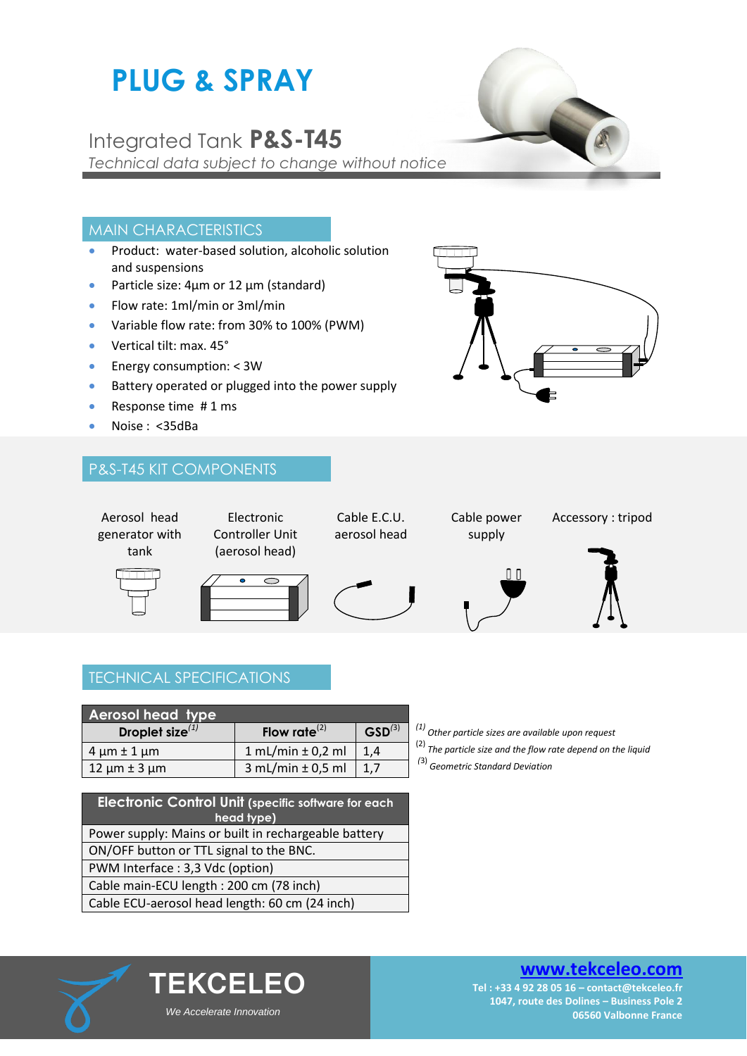# PLUG & SPRAY

## Integrated Tank **P&S-T45**

*Technical data subject to change without notice*

## MAIN CHARACTERISTICS

- Product: water-based solution, alcoholic solution and suspensions
- Particle size: 4µm or 12 µm (standard)
- Flow rate: 1ml/min or 3ml/min
- Variable flow rate: from 30% to 100% (PWM)
- Vertical tilt: max. 45°
- Energy consumption: < 3W
- Battery operated or plugged into the power supply
- Response time # 1 ms
- Noise : <35dBa

## P&S-T45 KIT COMPONENTS

| Aerosol head generator with tank | Electronic Controller Unit (aerosol head) | Cable E.C.U. aerosol head | Cable power supply | Accessory : tripod |
|---|---|---|---|---|

## TECHNICAL SPECIFICATIONS

| Aerosol head type | | |
|---|---|---|
| **Droplet size**[1] | **Flow rate**[2] | **GSD**[3] |
| 4 µm ± 1 µm | 1 mL/min ± 0,2 ml | 1,4 |
| 12 µm ± 3 µm | 3 mL/min ± 0,5 ml | 1,7 |

*[1] Other particle sizes are available upon request*
*[2] The particle size and the flow rate depend on the liquid*
*[3] Geometric Standard Deviation*

| **Electronic Control Unit** (specific software for each head type) |
|---|
| Power supply: Mains or built in rechargeable battery |
| ON/OFF button or TTL signal to the BNC. |
| PWM Interface : 3,3 Vdc (option) |
| Cable main-ECU length : 200 cm (78 inch) |
| Cable ECU-aerosol head length: 60 cm (24 inch) |

**TEKCELEO**
*We Accelerate Innovation*

**www.tekceleo.com**
**Tel : +33 4 92 28 05 16 – contact@tekceleo.fr**
**1047, route des Dolines – Business Pole 2**
**06560 Valbonne France**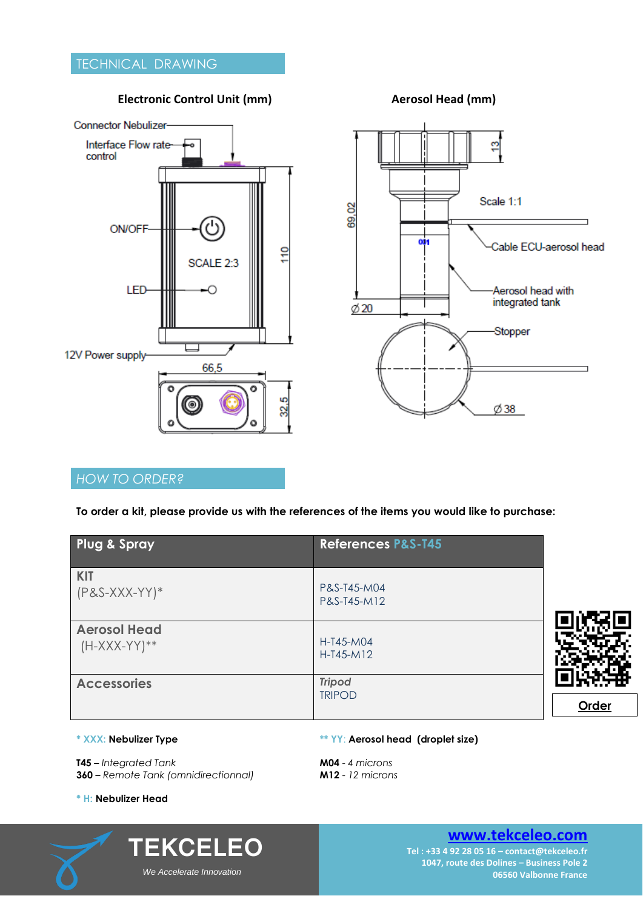## TECHNICAL DRAWING

**Electronic Control Unit (mm)**

Connector Nebulizer

Interface Flow rate control

ON/OFF

SCALE 2:3

LED

110

12V Power supply

66,5

32,5

**Aerosol Head (mm)**

13

69,02

Scale 1:1

Cable ECU-aerosol head

Aerosol head with integrated tank

Ø 20

Stopper

Ø 38

## HOW TO ORDER?

**To order a kit, please provide us with the references of the items you would like to purchase:**

| Plug & Spray | References P&S-T45 |
|---|---|
| **KIT** (P&S-XXX-YY)* | P&S-T45-M04<br>P&S-T45-M12 |
| **Aerosol Head** (H-XXX-YY)** | H-T45-M04<br>H-T45-M12 |
| **Accessories** | *Tripod*<br>TRIPOD |

**Order**

\* XXX: **Nebulizer Type**

**T45** – *Integrated Tank*
**360** – *Remote Tank (omnidirectionnal)*

\* H: **Nebulizer Head**

\** YY: **Aerosol head (droplet size)**

**M04** - *4 microns*
**M12** - *12 microns*

**TEKCELEO**
*We Accelerate Innovation*

**www.tekceleo.com**
**Tel : +33 4 92 28 05 16 – contact@tekceleo.fr**
**1047, route des Dolines – Business Pole 2**
**06560 Valbonne France**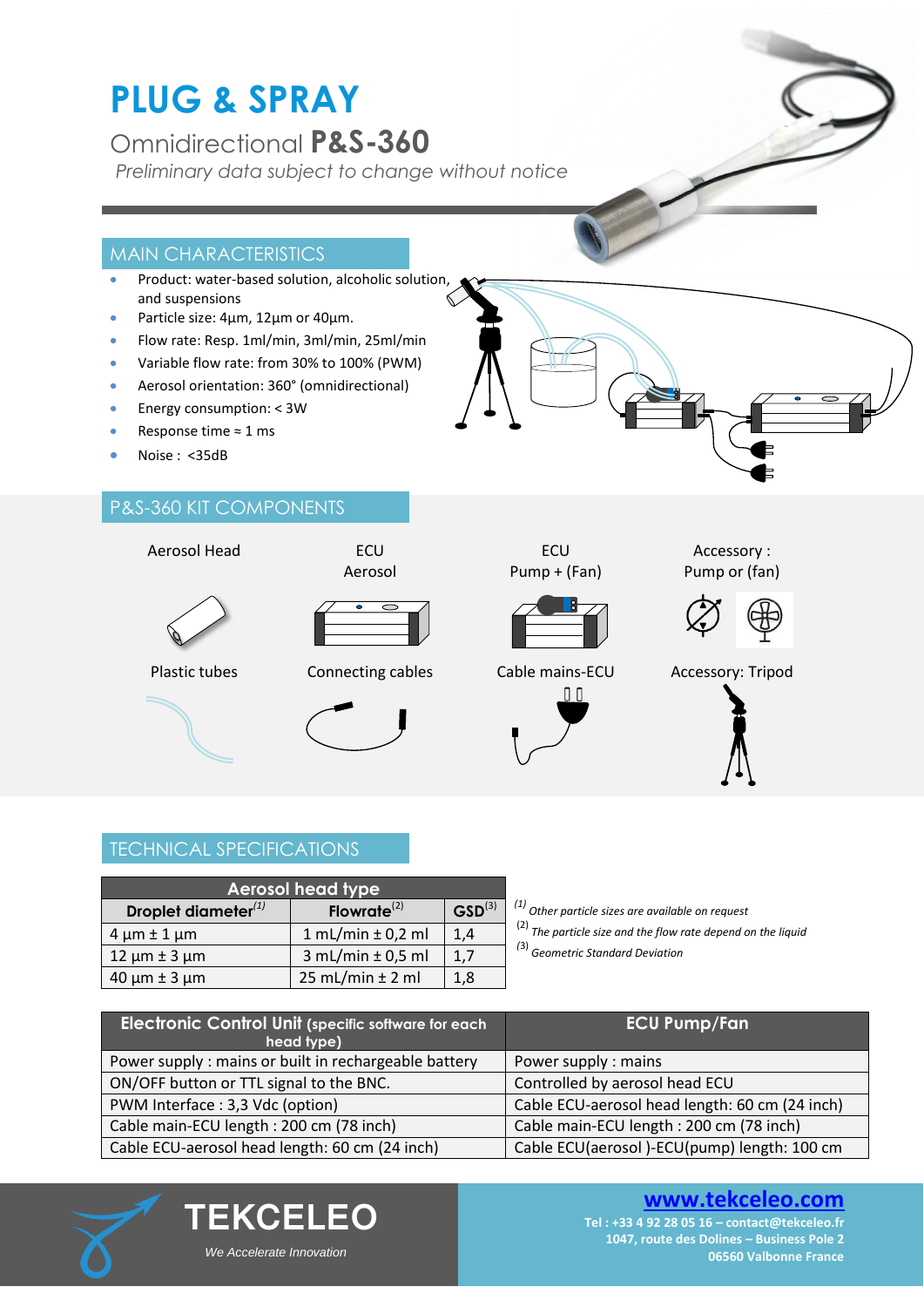# PLUG & SPRAY

## Omnidirectional **P&S-360**

*Preliminary data subject to change without notice*

## MAIN CHARACTERISTICS

- Product: water-based solution, alcoholic solution, and suspensions
- Particle size: 4µm, 12µm or 40µm.
- Flow rate: Resp. 1ml/min, 3ml/min, 25ml/min
- Variable flow rate: from 30% to 100% (PWM)
- Aerosol orientation: 360° (omnidirectional)
- Energy consumption: < 3W
- Response time ≈ 1 ms
- Noise : <35dB

## P&S-360 KIT COMPONENTS

| Aerosol Head | ECU Aerosol | ECU Pump + (Fan) | Accessory : Pump or (fan) |
|---|---|---|---|
| Plastic tubes | Connecting cables | Cable mains-ECU | Accessory: Tripod |

## TECHNICAL SPECIFICATIONS

| Aerosol head type | | |
|---|---|---|
| **Droplet diameter**[(1)] | **Flowrate**[(2)] | **GSD**[(3)] |
| 4 µm ± 1 µm | 1 mL/min ± 0,2 ml | 1,4 |
| 12 µm ± 3 µm | 3 mL/min ± 0,5 ml | 1,7 |
| 40 µm ± 3 µm | 25 mL/min ± 2 ml | 1,8 |

*[(1)] Other particle sizes are available on request*
*[(2)] The particle size and the flow rate depend on the liquid*
*[(3)] Geometric Standard Deviation*

| **Electronic Control Unit** (specific software for each head type) | **ECU Pump/Fan** |
|---|---|
| Power supply : mains or built in rechargeable battery | Power supply : mains |
| ON/OFF button or TTL signal to the BNC. | Controlled by aerosol head ECU |
| PWM Interface : 3,3 Vdc (option) | Cable ECU-aerosol head length: 60 cm (24 inch) |
| Cable main-ECU length : 200 cm (78 inch) | Cable main-ECU length : 200 cm (78 inch) |
| Cable ECU-aerosol head length: 60 cm (24 inch) | Cable ECU(aerosol )-ECU(pump) length: 100 cm |

**TEKCELEO**
*We Accelerate Innovation*

**www.tekceleo.com**
**Tel : +33 4 92 28 05 16 – contact@tekceleo.fr**
**1047, route des Dolines – Business Pole 2**
**06560 Valbonne France**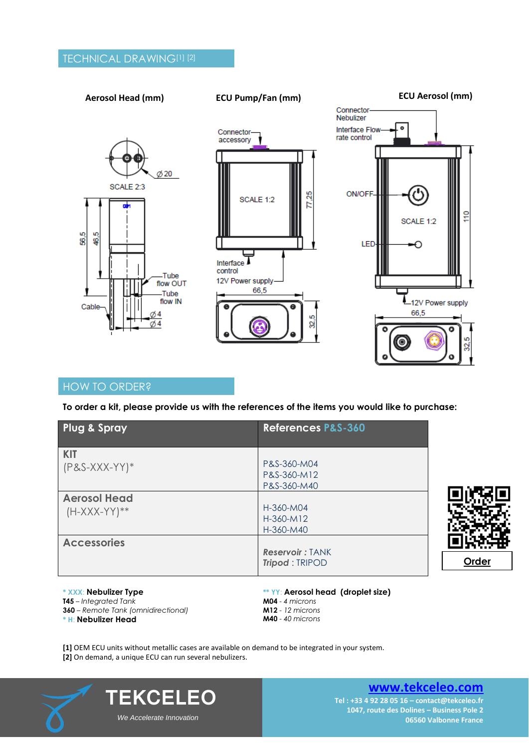## TECHNICAL DRAWING[1] [2]

**Aerosol Head (mm)**

Ø20

SCALE 2:3

56,5

46,5

Tube flow OUT

Tube flow IN

Cable

Ø4

Ø4

**ECU Pump/Fan (mm)**

Connector accessory

SCALE 1:2

77,25

Interface control

12V Power supply

66,5

32,5

**ECU Aerosol (mm)**

Connector Nebulizer

Interface Flow rate control

ON/OFF

SCALE 1:2

110

LED

12V Power supply

66,5

32,5

## HOW TO ORDER?

**To order a kit, please provide us with the references of the items you would like to purchase:**

| Plug & Spray | References P&S-360 |
|---|---|
| **KIT** (P&S-XXX-YY)* | P&S-360-M04<br>P&S-360-M12<br>P&S-360-M40 |
| **Aerosol Head** (H-XXX-YY)** | H-360-M04<br>H-360-M12<br>H-360-M40 |
| **Accessories** | ***Reservoir*** : TANK<br>***Tripod*** : TRIPOD |

Order

\* XXX: **Nebulizer Type**
**T45** – *Integrated Tank*
**360** – *Remote Tank (omnidirectional)*
\* H: **Nebulizer Head**

\** YY: **Aerosol head (droplet size)**
**M04** - *4 microns*
**M12** - *12 microns*
**M40** - *40 microns*

**[1]** OEM ECU units without metallic cases are available on demand to be integrated in your system.
**[2]** On demand, a unique ECU can run several nebulizers.

**TEKCELEO**
*We Accelerate Innovation*

**www.tekceleo.com**
**Tel : +33 4 92 28 05 16 – contact@tekceleo.fr**
**1047, route des Dolines – Business Pole 2**
**06560 Valbonne France**